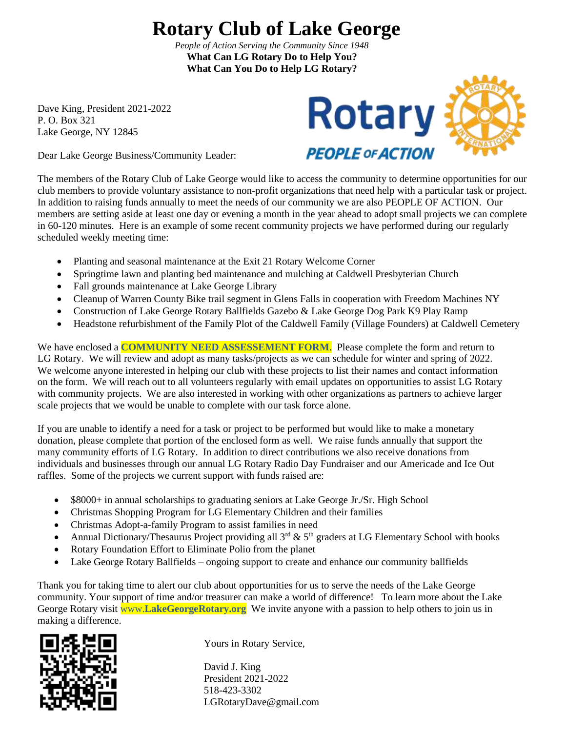# Rotary Club of Lake George

*People of Action Serving the Community Since 1948*

**What Can LG Rotary Do to Help You?**
**What Can You Do to Help LG Rotary?**

Dave King, President 2021-2022
P. O. Box 321
Lake George, NY 12845

Dear Lake George Business/Community Leader:

The members of the Rotary Club of Lake George would like to access the community to determine opportunities for our club members to provide voluntary assistance to non-profit organizations that need help with a particular task or project. In addition to raising funds annually to meet the needs of our community we are also PEOPLE OF ACTION. Our members are setting aside at least one day or evening a month in the year ahead to adopt small projects we can complete in 60-120 minutes. Here is an example of some recent community projects we have performed during our regularly scheduled weekly meeting time:

- Planting and seasonal maintenance at the Exit 21 Rotary Welcome Corner
- Springtime lawn and planting bed maintenance and mulching at Caldwell Presbyterian Church
- Fall grounds maintenance at Lake George Library
- Cleanup of Warren County Bike trail segment in Glens Falls in cooperation with Freedom Machines NY
- Construction of Lake George Rotary Ballfields Gazebo & Lake George Dog Park K9 Play Ramp
- Headstone refurbishment of the Family Plot of the Caldwell Family (Village Founders) at Caldwell Cemetery

We have enclosed a **COMMUNITY NEED ASSESSEMENT FORM**. Please complete the form and return to LG Rotary. We will review and adopt as many tasks/projects as we can schedule for winter and spring of 2022. We welcome anyone interested in helping our club with these projects to list their names and contact information on the form. We will reach out to all volunteers regularly with email updates on opportunities to assist LG Rotary with community projects. We are also interested in working with other organizations as partners to achieve larger scale projects that we would be unable to complete with our task force alone.

If you are unable to identify a need for a task or project to be performed but would like to make a monetary donation, please complete that portion of the enclosed form as well. We raise funds annually that support the many community efforts of LG Rotary. In addition to direct contributions we also receive donations from individuals and businesses through our annual LG Rotary Radio Day Fundraiser and our Americade and Ice Out raffles. Some of the projects we current support with funds raised are:

- $8000+ in annual scholarships to graduating seniors at Lake George Jr./Sr. High School
- Christmas Shopping Program for LG Elementary Children and their families
- Christmas Adopt-a-family Program to assist families in need
- Annual Dictionary/Thesaurus Project providing all 3rd & 5th graders at LG Elementary School with books
- Rotary Foundation Effort to Eliminate Polio from the planet
- Lake George Rotary Ballfields – ongoing support to create and enhance our community ballfields

Thank you for taking time to alert our club about opportunities for us to serve the needs of the Lake George community. Your support of time and/or treasurer can make a world of difference! To learn more about the Lake George Rotary visit www.**LakeGeorgeRotary.org** We invite anyone with a passion to help others to join us in making a difference.

Yours in Rotary Service,

David J. King
President 2021-2022
518-423-3302
LGRotaryDave@gmail.com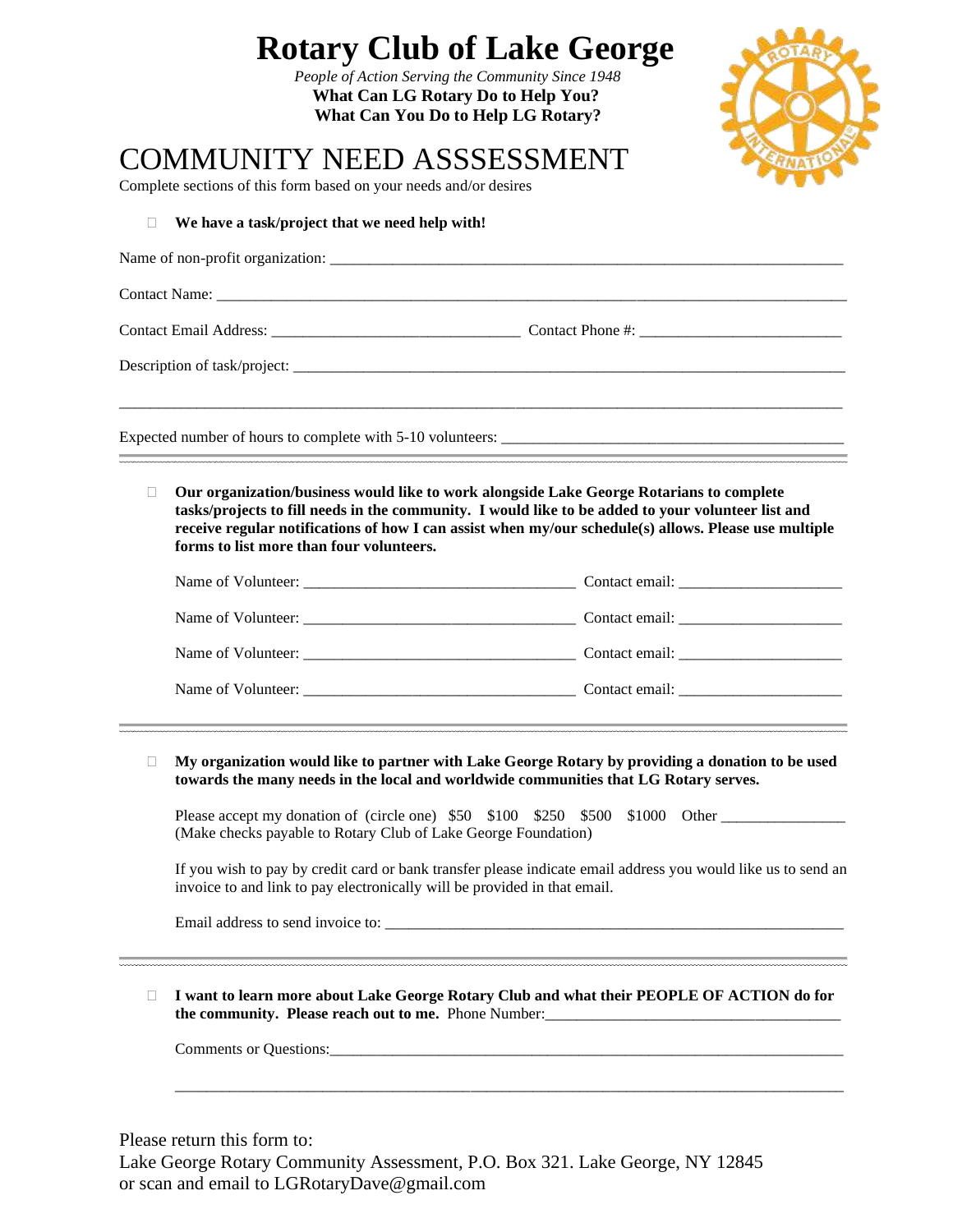# Rotary Club of Lake George

*People of Action Serving the Community Since 1948*

**What Can LG Rotary Do to Help You?**

**What Can You Do to Help LG Rotary?**

# COMMUNITY NEED ASSSESSMENT

Complete sections of this form based on your needs and/or desires

☐ **We have a task/project that we need help with!**

Name of non-profit organization: ______________________________________________________________

Contact Name: ______________________________________________________________________________

Contact Email Address: _______________________________ Contact Phone #: _________________________

Description of task/project: ______________________________________________________________________

______________________________________________________________________________________________

Expected number of hours to complete with 5-10 volunteers: ___________________________________________

---

☐ **Our organization/business would like to work alongside Lake George Rotarians to complete tasks/projects to fill needs in the community. I would like to be added to your volunteer list and receive regular notifications of how I can assist when my/our schedule(s) allows. Please use multiple forms to list more than four volunteers.**

Name of Volunteer: __________________________________ Contact email: ____________________

Name of Volunteer: __________________________________ Contact email: ____________________

Name of Volunteer: __________________________________ Contact email: ____________________

Name of Volunteer: __________________________________ Contact email: ____________________

---

☐ **My organization would like to partner with Lake George Rotary by providing a donation to be used towards the many needs in the local and worldwide communities that LG Rotary serves.**

Please accept my donation of (circle one) $50 $100 $250 $500 $1000 Other _______________
(Make checks payable to Rotary Club of Lake George Foundation)

If you wish to pay by credit card or bank transfer please indicate email address you would like us to send an invoice to and link to pay electronically will be provided in that email.

Email address to send invoice to: ____________________________________________________________

---

☐ **I want to learn more about Lake George Rotary Club and what their PEOPLE OF ACTION do for the community. Please reach out to me.** Phone Number:_____________________________________

Comments or Questions:_____________________________________________________________________

______________________________________________________________________________________________

Please return this form to:
Lake George Rotary Community Assessment, P.O. Box 321. Lake George, NY 12845
or scan and email to LGRotaryDave@gmail.com